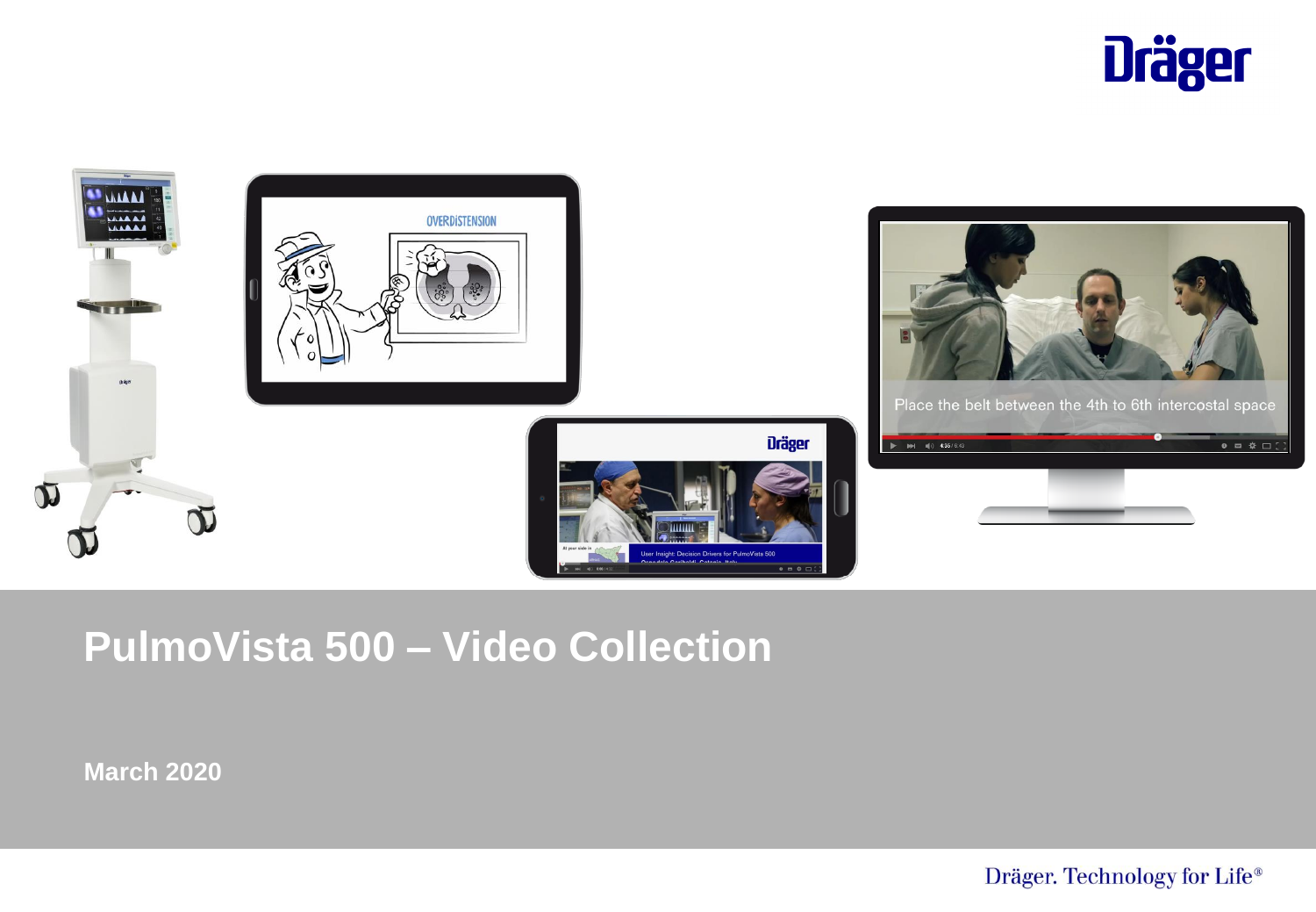# PulmoVista 500 – Video Collection

**March 2020**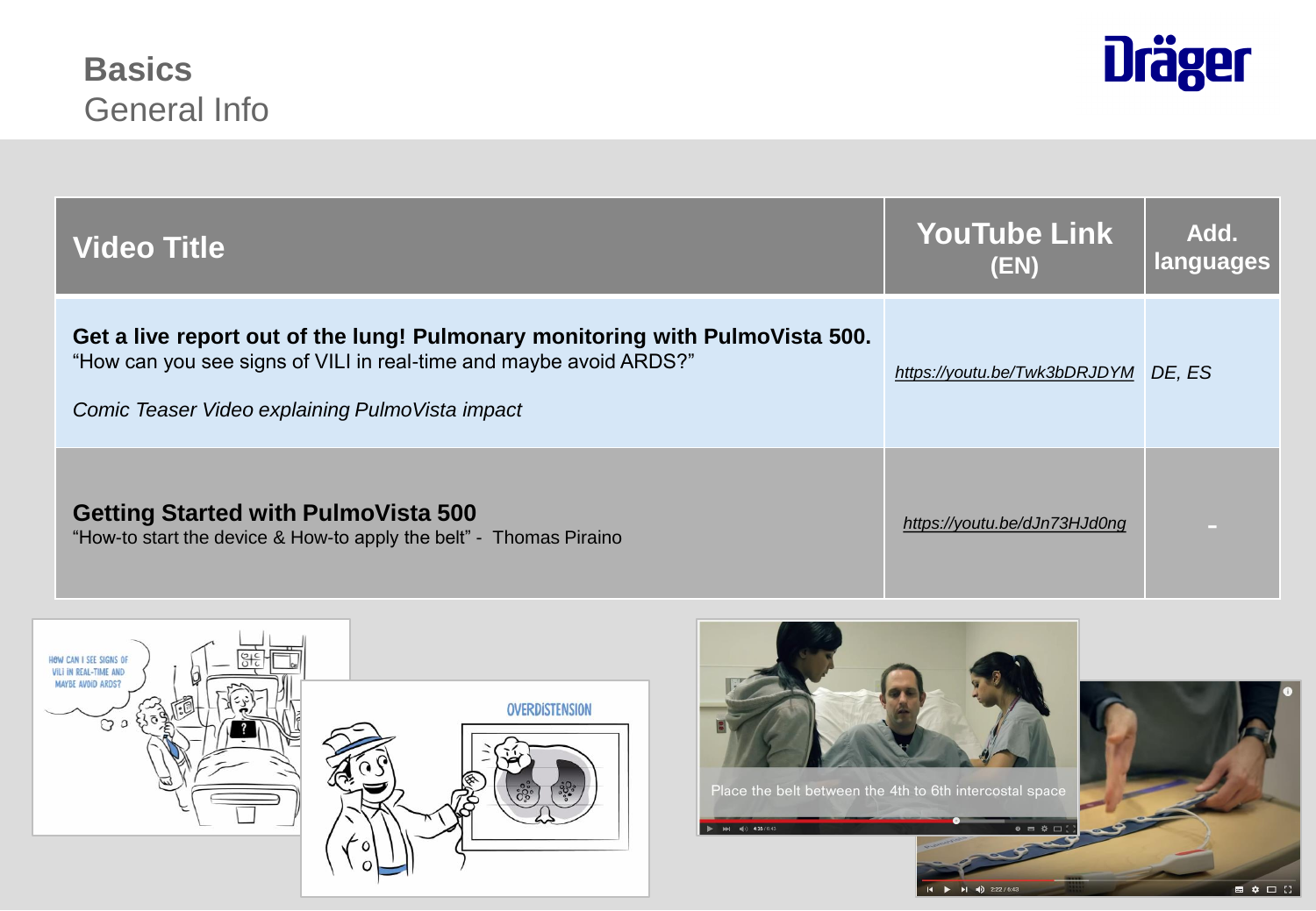# Basics
## General Info

| Video Title | YouTube Link (EN) | Add. languages |
|---|---|---|
| **Get a live report out of the lung! Pulmonary monitoring with PulmoVista 500.** “How can you see signs of VILI in real-time and maybe avoid ARDS?” *Comic Teaser Video explaining PulmoVista impact* | *https://youtu.be/Twk3bDRJDYM* | *DE, ES* |
| **Getting Started with PulmoVista 500** “How-to start the device & How-to apply the belt” - Thomas Piraino | *https://youtu.be/dJn73HJd0ng* | - |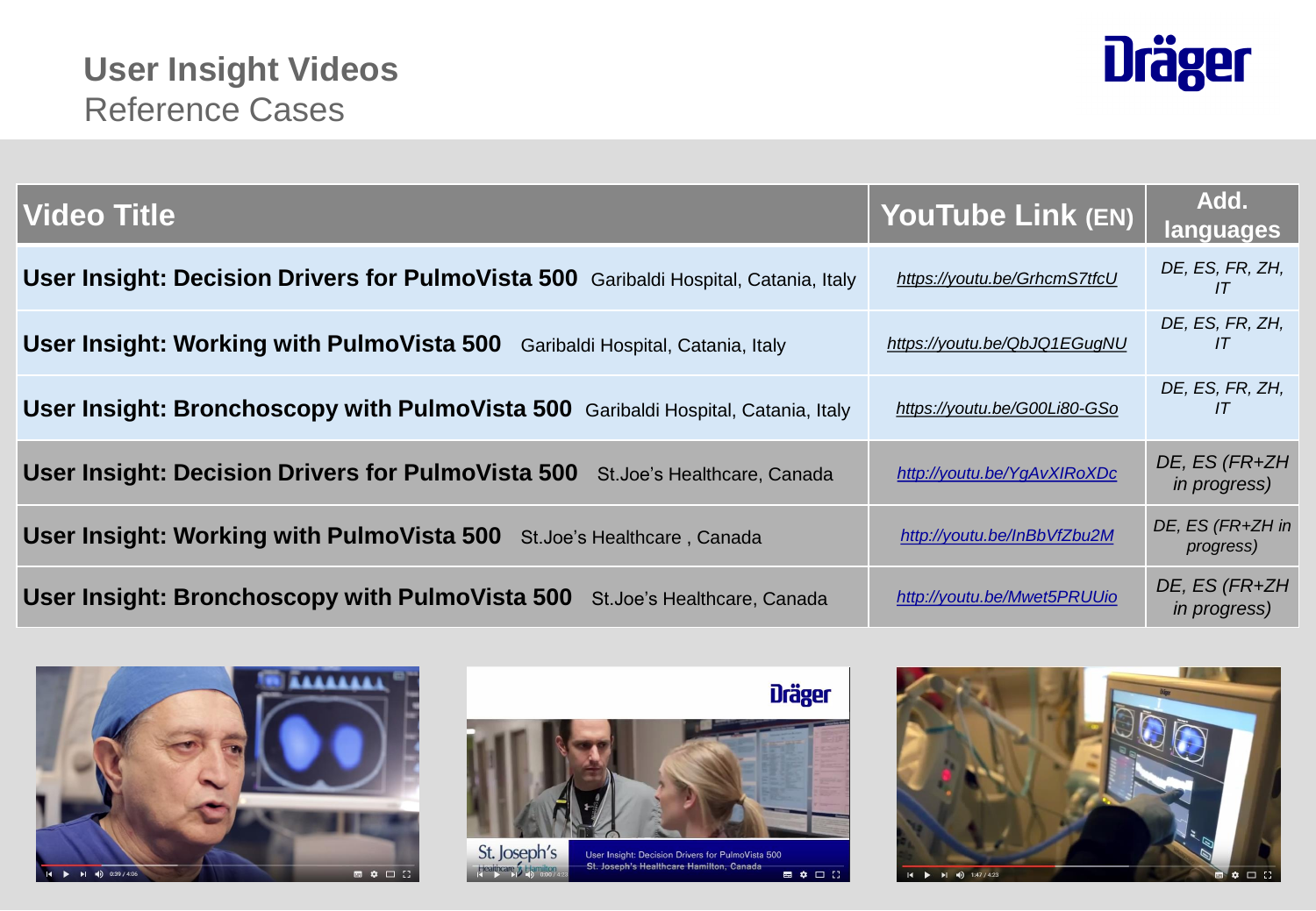# User Insight Videos

## Reference Cases

| Video Title | YouTube Link (EN) | Add. languages |
|---|---|---|
| **User Insight: Decision Drivers for PulmoVista 500** Garibaldi Hospital, Catania, Italy | *https://youtu.be/GrhcmS7tfcU* | *DE, ES, FR, ZH, IT* |
| **User Insight: Working with PulmoVista 500** Garibaldi Hospital, Catania, Italy | *https://youtu.be/QbJQ1EGugNU* | *DE, ES, FR, ZH, IT* |
| **User Insight: Bronchoscopy with PulmoVista 500** Garibaldi Hospital, Catania, Italy | *https://youtu.be/G00Li80-GSo* | *DE, ES, FR, ZH, IT* |
| **User Insight: Decision Drivers for PulmoVista 500** St.Joe's Healthcare, Canada | *http://youtu.be/YgAvXIRoXDc* | *DE, ES (FR+ZH in progress)* |
| **User Insight: Working with PulmoVista 500** St.Joe's Healthcare , Canada | *http://youtu.be/InBbVfZbu2M* | *DE, ES (FR+ZH in progress)* |
| **User Insight: Bronchoscopy with PulmoVista 500** St.Joe's Healthcare, Canada | *http://youtu.be/Mwet5PRUUio* | *DE, ES (FR+ZH in progress)* |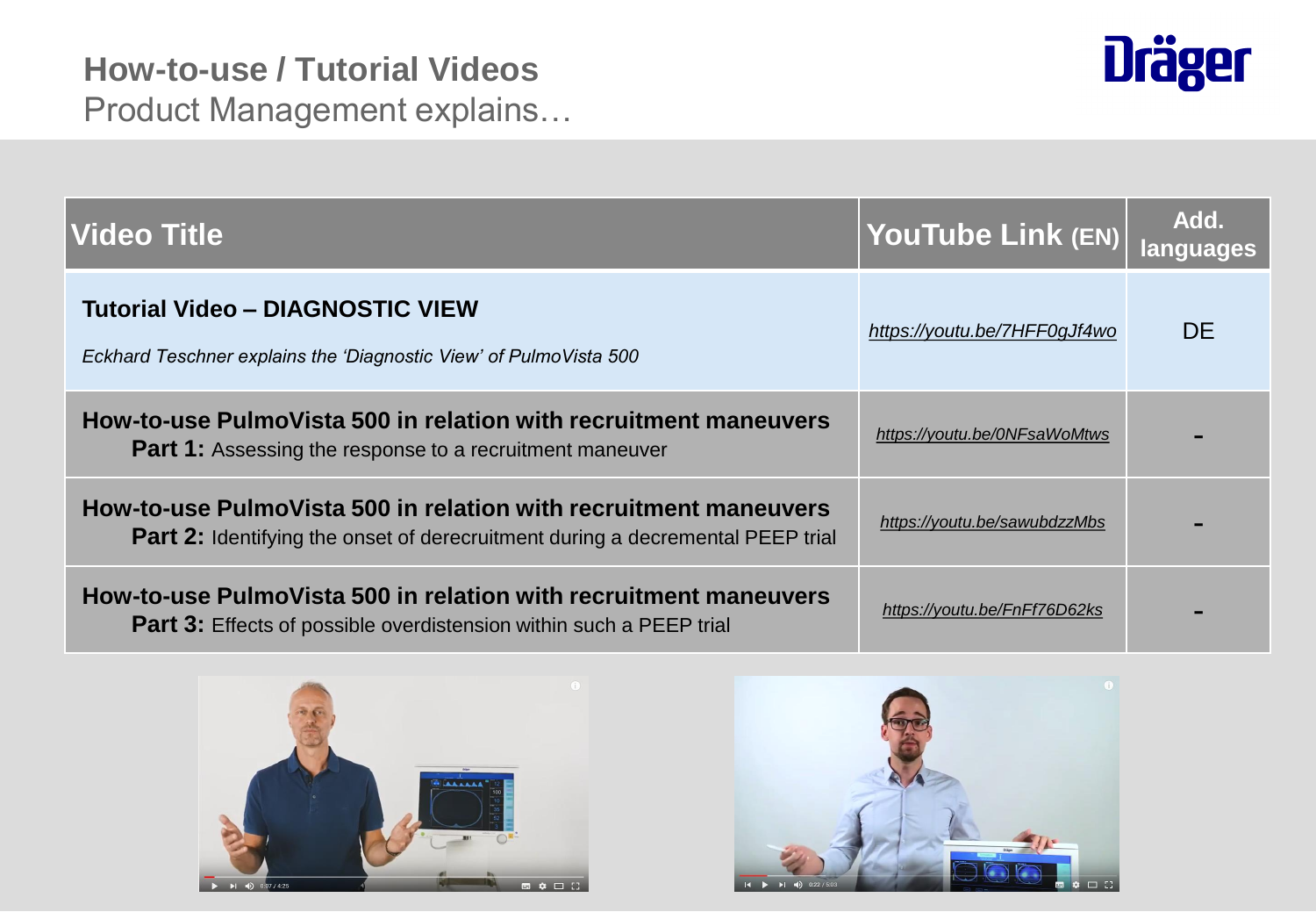# How-to-use / Tutorial Videos
Product Management explains…

| Video Title | YouTube Link (EN) | Add. languages |
|---|---|---|
| **Tutorial Video – DIAGNOSTIC VIEW**<br>*Eckhard Teschner explains the 'Diagnostic View' of PulmoVista 500* | *https://youtu.be/7HFF0gJf4wo* | DE |
| **How-to-use PulmoVista 500 in relation with recruitment maneuvers**<br>**Part 1:** Assessing the response to a recruitment maneuver | *https://youtu.be/0NFsaWoMtws* | - |
| **How-to-use PulmoVista 500 in relation with recruitment maneuvers**<br>**Part 2:** Identifying the onset of derecruitment during a decremental PEEP trial | *https://youtu.be/sawubdzzMbs* | - |
| **How-to-use PulmoVista 500 in relation with recruitment maneuvers**<br>**Part 3:** Effects of possible overdistension within such a PEEP trial | *https://youtu.be/FnFf76D62ks* | - |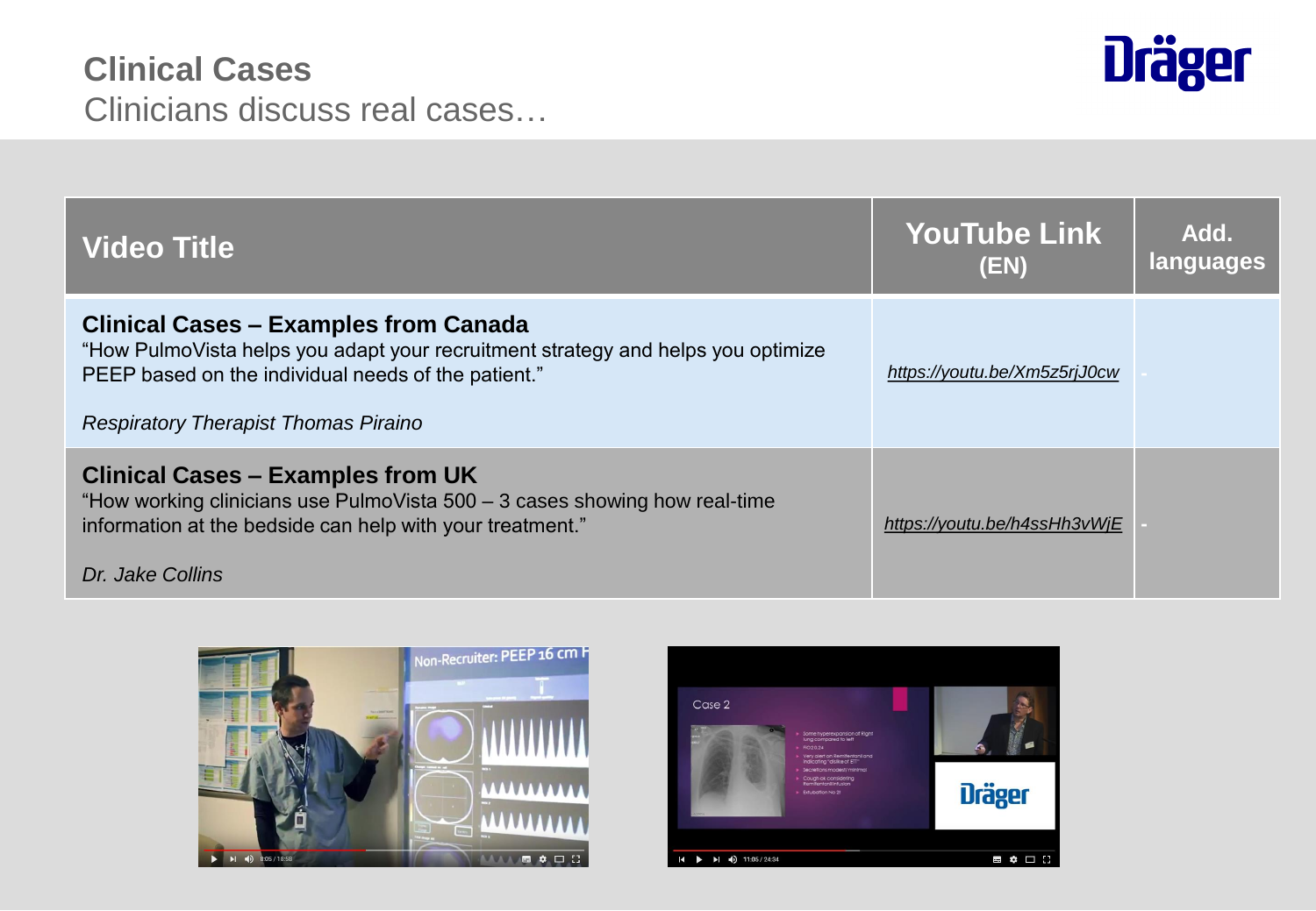# Clinical Cases

Clinicians discuss real cases…

| Video Title | YouTube Link (EN) | Add. languages |
|---|---|---|
| **Clinical Cases – Examples from Canada**<br>"How PulmoVista helps you adapt your recruitment strategy and helps you optimize PEEP based on the individual needs of the patient."<br><br>*Respiratory Therapist Thomas Piraino* | *https://youtu.be/Xm5z5rjJ0cw* | - |
| **Clinical Cases – Examples from UK**<br>"How working clinicians use PulmoVista 500 – 3 cases showing how real-time information at the bedside can help with your treatment."<br><br>*Dr. Jake Collins* | *https://youtu.be/h4ssHh3vWjE* | - |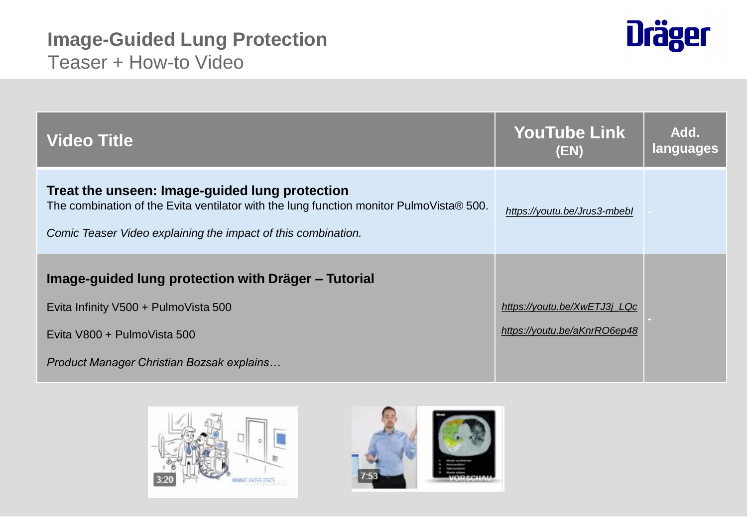# Image-Guided Lung Protection

Teaser + How-to Video

| Video Title | YouTube Link (EN) | Add. languages |
|---|---|---|
| **Treat the unseen: Image-guided lung protection**<br>The combination of the Evita ventilator with the lung function monitor PulmoVista® 500.<br>*Comic Teaser Video explaining the impact of this combination.* | *https://youtu.be/Jrus3-mbebI* | - |
| **Image-guided lung protection with Dräger – Tutorial**<br>Evita Infinity V500 + PulmoVista 500<br>Evita V800 + PulmoVista 500<br>*Product Manager Christian Bozsak explains…* | *https://youtu.be/XwETJ3j_LQc*<br>*https://youtu.be/aKnrRO6ep48* | - |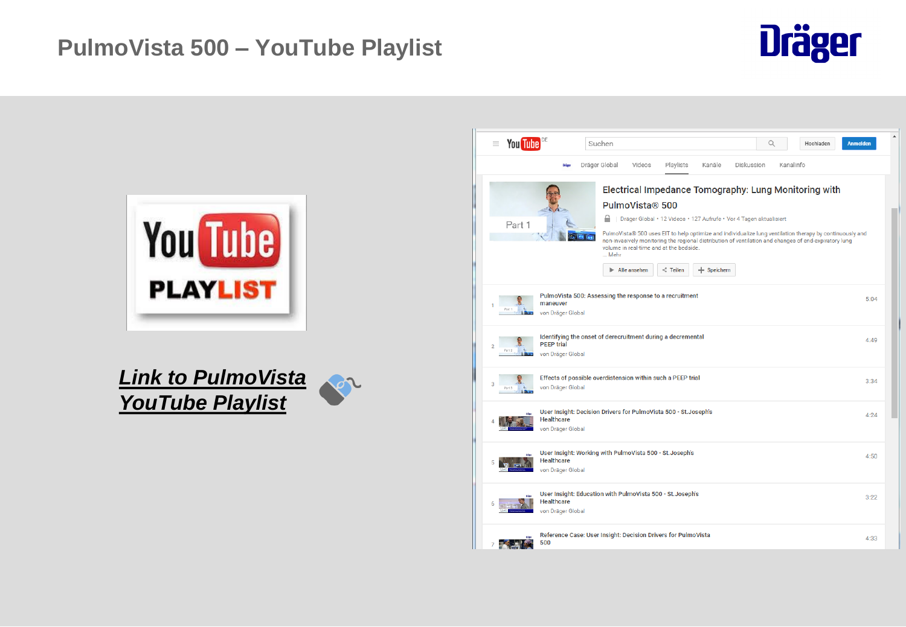# PulmoVista 500 – YouTube Playlist

[***Link to PulmoVista YouTube Playlist***]

Electrical Impedance Tomography: Lung Monitoring with PulmoVista® 500

Dräger Global • 12 Videos • 127 Aufrufe • Vor 4 Tagen aktualisiert

PulmoVista® 500 uses EIT to help optimize and individualize lung ventilation therapy by continuously and non-invasively monitoring the regional distribution of ventilation and changes of end-expiratory lung volume in real-time and at the bedside.

1. PulmoVista 500: Assessing the response to a recruitment maneuver – von Dräger Global – 5:04
2. Identifying the onset of derecruitment during a decremental PEEP trial – von Dräger Global – 4:49
3. Effects of possible overdistension within such a PEEP trial – von Dräger Global – 3:34
4. User Insight: Decision Drivers for PulmoVista 500 - St.Joseph's Healthcare – von Dräger Global – 4:24
5. User Insight: Working with PulmoVista 500 - St.Joseph's Healthcare – von Dräger Global – 4:50
6. User Insight: Education with PulmoVista 500 - St.Joseph's Healthcare – von Dräger Global – 3:22
7. Reference Case: User Insight: Decision Drivers for PulmoVista 500 – 4:33